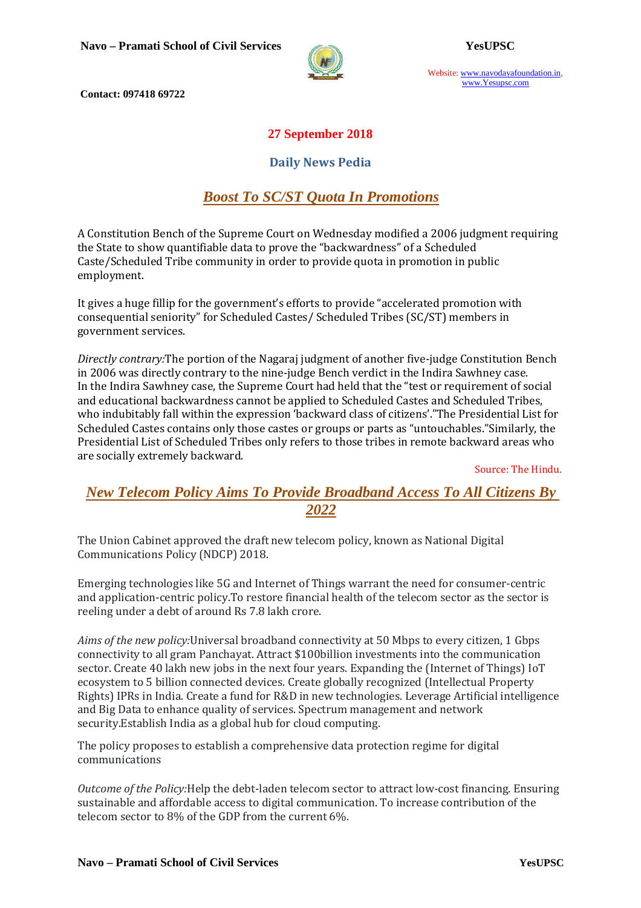**27 September 2018**

## Daily News Pedia

## *Boost To SC/ST Quota In Promotions*

A Constitution Bench of the Supreme Court on Wednesday modified a 2006 judgment requiring the State to show quantifiable data to prove the "backwardness" of a Scheduled Caste/Scheduled Tribe community in order to provide quota in promotion in public employment.

It gives a huge fillip for the government's efforts to provide "accelerated promotion with consequential seniority" for Scheduled Castes/ Scheduled Tribes (SC/ST) members in government services.

*Directly contrary:*The portion of the Nagaraj judgment of another five-judge Constitution Bench in 2006 was directly contrary to the nine-judge Bench verdict in the Indira Sawhney case. In the Indira Sawhney case, the Supreme Court had held that the "test or requirement of social and educational backwardness cannot be applied to Scheduled Castes and Scheduled Tribes, who indubitably fall within the expression 'backward class of citizens'."The Presidential List for Scheduled Castes contains only those castes or groups or parts as "untouchables."Similarly, the Presidential List of Scheduled Tribes only refers to those tribes in remote backward areas who are socially extremely backward.

Source: The Hindu.

## *New Telecom Policy Aims To Provide Broadband Access To All Citizens By 2022*

The Union Cabinet approved the draft new telecom policy, known as National Digital Communications Policy (NDCP) 2018.

Emerging technologies like 5G and Internet of Things warrant the need for consumer-centric and application-centric policy.To restore financial health of the telecom sector as the sector is reeling under a debt of around Rs 7.8 lakh crore.

*Aims of the new policy:*Universal broadband connectivity at 50 Mbps to every citizen, 1 Gbps connectivity to all gram Panchayat. Attract $100billion investments into the communication sector. Create 40 lakh new jobs in the next four years. Expanding the (Internet of Things) IoT ecosystem to 5 billion connected devices. Create globally recognized (Intellectual Property Rights) IPRs in India. Create a fund for R&D in new technologies. Leverage Artificial intelligence and Big Data to enhance quality of services. Spectrum management and network security.Establish India as a global hub for cloud computing.

The policy proposes to establish a comprehensive data protection regime for digital communications

*Outcome of the Policy:*Help the debt-laden telecom sector to attract low-cost financing. Ensuring sustainable and affordable access to digital communication. To increase contribution of the telecom sector to 8% of the GDP from the current 6%.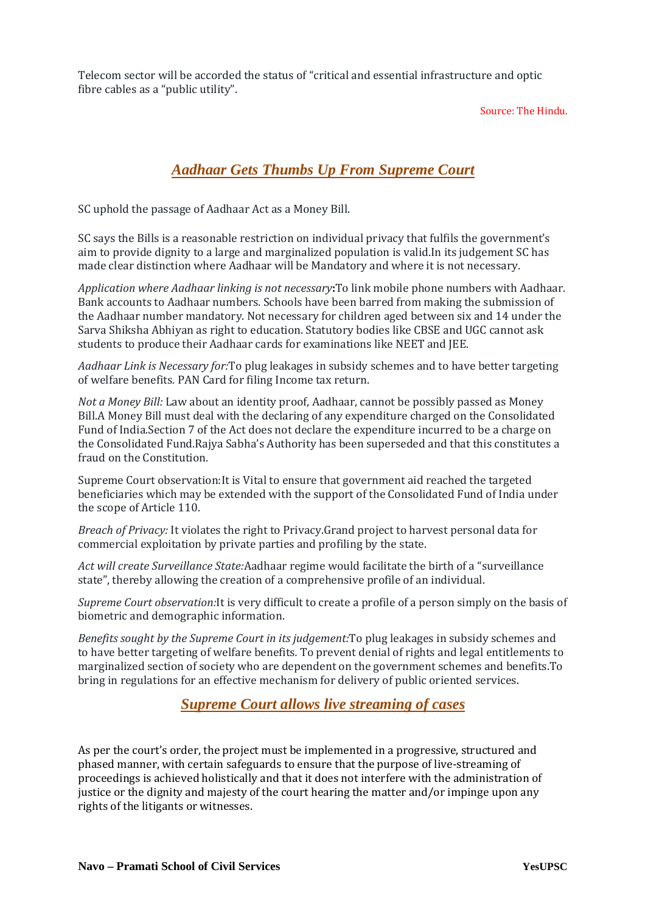Telecom sector will be accorded the status of "critical and essential infrastructure and optic fibre cables as a "public utility".

Source: The Hindu.

## *Aadhaar Gets Thumbs Up From Supreme Court*

SC uphold the passage of Aadhaar Act as a Money Bill.

SC says the Bills is a reasonable restriction on individual privacy that fulfils the government's aim to provide dignity to a large and marginalized population is valid.In its judgement SC has made clear distinction where Aadhaar will be Mandatory and where it is not necessary.

*Application where Aadhaar linking is not necessary***:**To link mobile phone numbers with Aadhaar. Bank accounts to Aadhaar numbers. Schools have been barred from making the submission of the Aadhaar number mandatory. Not necessary for children aged between six and 14 under the Sarva Shiksha Abhiyan as right to education. Statutory bodies like CBSE and UGC cannot ask students to produce their Aadhaar cards for examinations like NEET and JEE.

*Aadhaar Link is Necessary for:*To plug leakages in subsidy schemes and to have better targeting of welfare benefits. PAN Card for filing Income tax return.

*Not a Money Bill:* Law about an identity proof, Aadhaar, cannot be possibly passed as Money Bill.A Money Bill must deal with the declaring of any expenditure charged on the Consolidated Fund of India.Section 7 of the Act does not declare the expenditure incurred to be a charge on the Consolidated Fund.Rajya Sabha's Authority has been superseded and that this constitutes a fraud on the Constitution.

Supreme Court observation:It is Vital to ensure that government aid reached the targeted beneficiaries which may be extended with the support of the Consolidated Fund of India under the scope of Article 110.

*Breach of Privacy:* It violates the right to Privacy.Grand project to harvest personal data for commercial exploitation by private parties and profiling by the state.

*Act will create Surveillance State:*Aadhaar regime would facilitate the birth of a "surveillance state", thereby allowing the creation of a comprehensive profile of an individual.

*Supreme Court observation:*It is very difficult to create a profile of a person simply on the basis of biometric and demographic information.

*Benefits sought by the Supreme Court in its judgement:*To plug leakages in subsidy schemes and to have better targeting of welfare benefits. To prevent denial of rights and legal entitlements to marginalized section of society who are dependent on the government schemes and benefits.To bring in regulations for an effective mechanism for delivery of public oriented services.

## *Supreme Court allows live streaming of cases*

As per the court's order, the project must be implemented in a progressive, structured and phased manner, with certain safeguards to ensure that the purpose of live-streaming of proceedings is achieved holistically and that it does not interfere with the administration of justice or the dignity and majesty of the court hearing the matter and/or impinge upon any rights of the litigants or witnesses.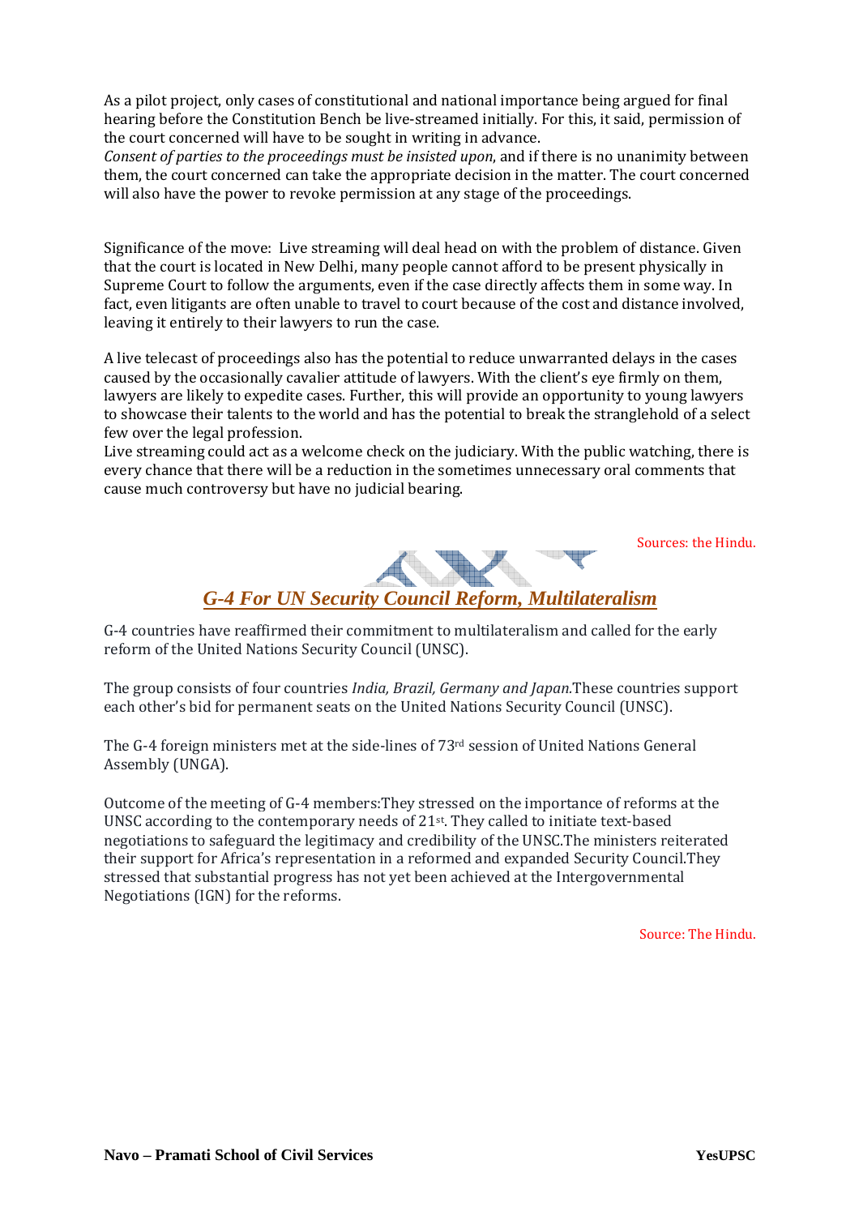As a pilot project, only cases of constitutional and national importance being argued for final hearing before the Constitution Bench be live-streamed initially. For this, it said, permission of the court concerned will have to be sought in writing in advance.
*Consent of parties to the proceedings must be insisted upon*, and if there is no unanimity between them, the court concerned can take the appropriate decision in the matter. The court concerned will also have the power to revoke permission at any stage of the proceedings.

Significance of the move: Live streaming will deal head on with the problem of distance. Given that the court is located in New Delhi, many people cannot afford to be present physically in Supreme Court to follow the arguments, even if the case directly affects them in some way. In fact, even litigants are often unable to travel to court because of the cost and distance involved, leaving it entirely to their lawyers to run the case.

A live telecast of proceedings also has the potential to reduce unwarranted delays in the cases caused by the occasionally cavalier attitude of lawyers. With the client's eye firmly on them, lawyers are likely to expedite cases. Further, this will provide an opportunity to young lawyers to showcase their talents to the world and has the potential to break the stranglehold of a select few over the legal profession.
Live streaming could act as a welcome check on the judiciary. With the public watching, there is every chance that there will be a reduction in the sometimes unnecessary oral comments that cause much controversy but have no judicial bearing.

Sources: the Hindu.

## *G-4 For UN Security Council Reform, Multilateralism*

G-4 countries have reaffirmed their commitment to multilateralism and called for the early reform of the United Nations Security Council (UNSC).

The group consists of four countries *India, Brazil, Germany and Japan.*These countries support each other's bid for permanent seats on the United Nations Security Council (UNSC).

The G-4 foreign ministers met at the side-lines of 73rd session of United Nations General Assembly (UNGA).

Outcome of the meeting of G-4 members:They stressed on the importance of reforms at the UNSC according to the contemporary needs of 21st. They called to initiate text-based negotiations to safeguard the legitimacy and credibility of the UNSC.The ministers reiterated their support for Africa's representation in a reformed and expanded Security Council.They stressed that substantial progress has not yet been achieved at the Intergovernmental Negotiations (IGN) for the reforms.

Source: The Hindu.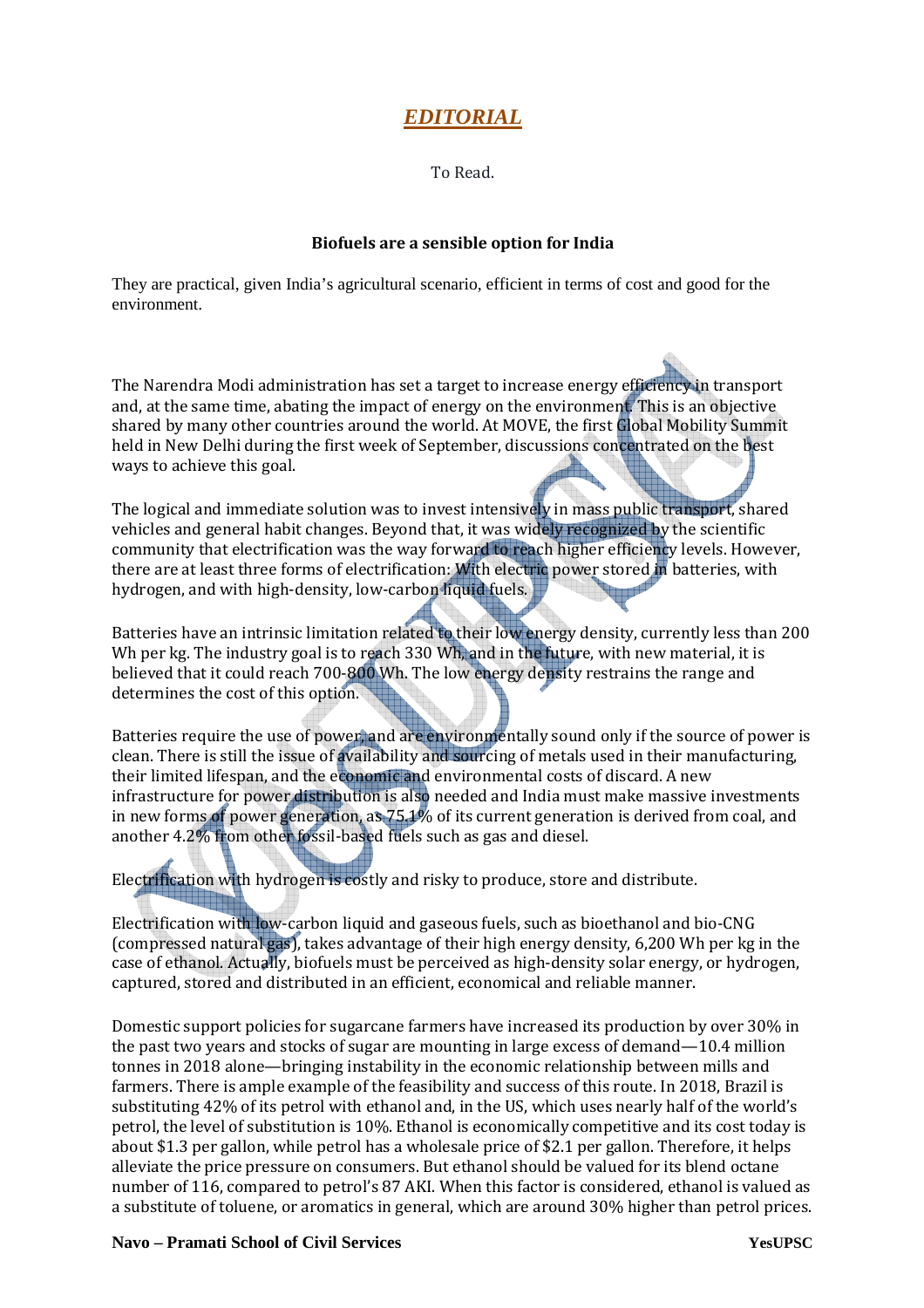## *EDITORIAL*

To Read.

### Biofuels are a sensible option for India

They are practical, given India's agricultural scenario, efficient in terms of cost and good for the environment.

The Narendra Modi administration has set a target to increase energy efficiency in transport and, at the same time, abating the impact of energy on the environment. This is an objective shared by many other countries around the world. At MOVE, the first Global Mobility Summit held in New Delhi during the first week of September, discussions concentrated on the best ways to achieve this goal.

The logical and immediate solution was to invest intensively in mass public transport, shared vehicles and general habit changes. Beyond that, it was widely recognized by the scientific community that electrification was the way forward to reach higher efficiency levels. However, there are at least three forms of electrification: With electric power stored in batteries, with hydrogen, and with high-density, low-carbon liquid fuels.

Batteries have an intrinsic limitation related to their low energy density, currently less than 200 Wh per kg. The industry goal is to reach 330 Wh, and in the future, with new material, it is believed that it could reach 700-800 Wh. The low energy density restrains the range and determines the cost of this option.

Batteries require the use of power, and are environmentally sound only if the source of power is clean. There is still the issue of availability and sourcing of metals used in their manufacturing, their limited lifespan, and the economic and environmental costs of discard. A new infrastructure for power distribution is also needed and India must make massive investments in new forms of power generation, as 75.1% of its current generation is derived from coal, and another 4.2% from other fossil-based fuels such as gas and diesel.

Electrification with hydrogen is costly and risky to produce, store and distribute.

Electrification with low-carbon liquid and gaseous fuels, such as bioethanol and bio-CNG (compressed natural gas), takes advantage of their high energy density, 6,200 Wh per kg in the case of ethanol. Actually, biofuels must be perceived as high-density solar energy, or hydrogen, captured, stored and distributed in an efficient, economical and reliable manner.

Domestic support policies for sugarcane farmers have increased its production by over 30% in the past two years and stocks of sugar are mounting in large excess of demand—10.4 million tonnes in 2018 alone—bringing instability in the economic relationship between mills and farmers. There is ample example of the feasibility and success of this route. In 2018, Brazil is substituting 42% of its petrol with ethanol and, in the US, which uses nearly half of the world's petrol, the level of substitution is 10%. Ethanol is economically competitive and its cost today is about $1.3 per gallon, while petrol has a wholesale price of $2.1 per gallon. Therefore, it helps alleviate the price pressure on consumers. But ethanol should be valued for its blend octane number of 116, compared to petrol's 87 AKI. When this factor is considered, ethanol is valued as a substitute of toluene, or aromatics in general, which are around 30% higher than petrol prices.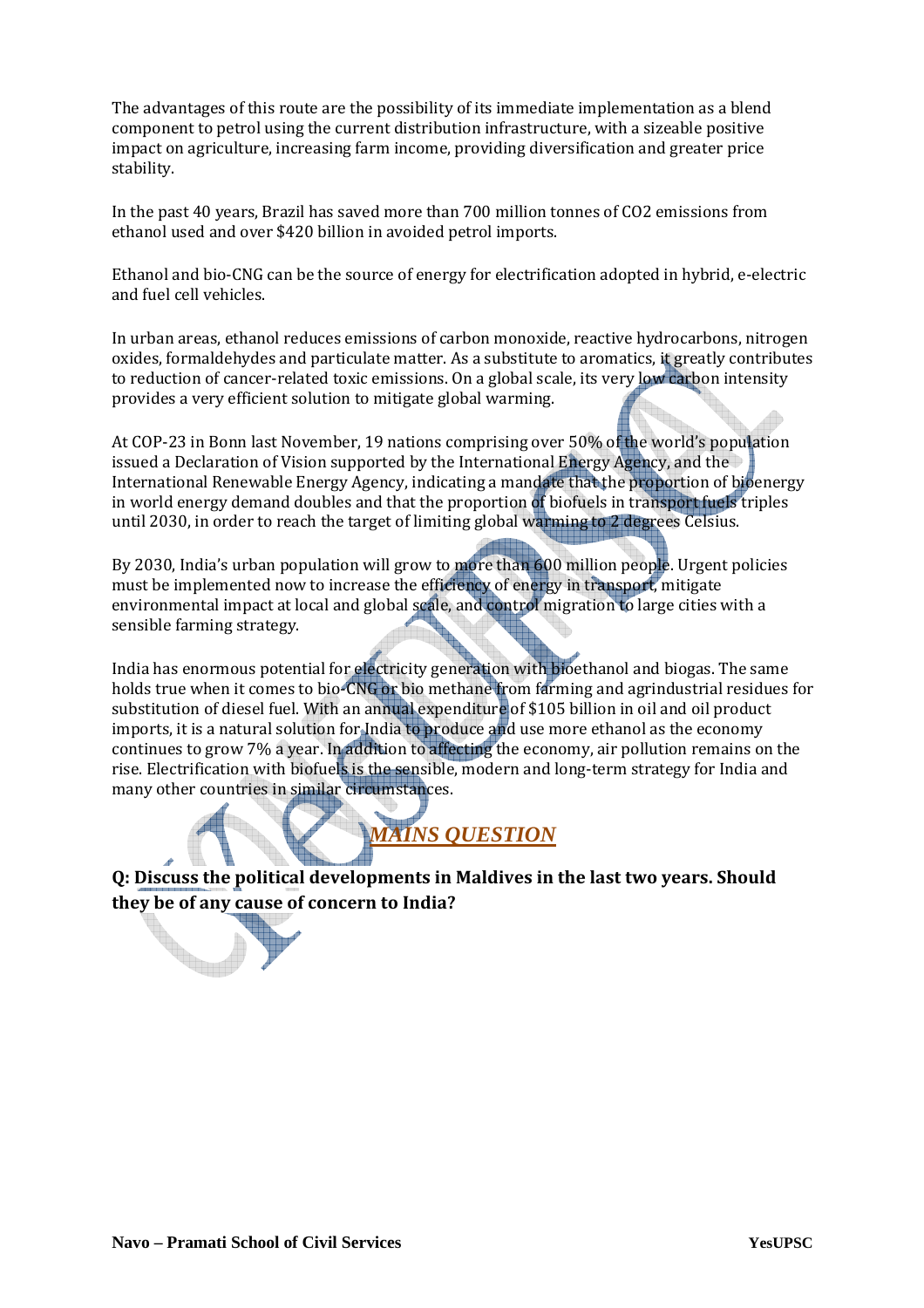The advantages of this route are the possibility of its immediate implementation as a blend component to petrol using the current distribution infrastructure, with a sizeable positive impact on agriculture, increasing farm income, providing diversification and greater price stability.

In the past 40 years, Brazil has saved more than 700 million tonnes of $CO_2$ emissions from ethanol used and over $420 billion in avoided petrol imports.

Ethanol and bio-CNG can be the source of energy for electrification adopted in hybrid, e-electric and fuel cell vehicles.

In urban areas, ethanol reduces emissions of carbon monoxide, reactive hydrocarbons, nitrogen oxides, formaldehydes and particulate matter. As a substitute to aromatics, it greatly contributes to reduction of cancer-related toxic emissions. On a global scale, its very low carbon intensity provides a very efficient solution to mitigate global warming.

At COP-23 in Bonn last November, 19 nations comprising over 50% of the world's population issued a Declaration of Vision supported by the International Energy Agency, and the International Renewable Energy Agency, indicating a mandate that the proportion of bioenergy in world energy demand doubles and that the proportion of biofuels in transport fuels triples until 2030, in order to reach the target of limiting global warming to 2 degrees Celsius.

By 2030, India's urban population will grow to more than 600 million people. Urgent policies must be implemented now to increase the efficiency of energy in transport, mitigate environmental impact at local and global scale, and control migration to large cities with a sensible farming strategy.

India has enormous potential for electricity generation with bioethanol and biogas. The same holds true when it comes to bio-CNG or bio methane from farming and agrindustrial residues for substitution of diesel fuel. With an annual expenditure of $105 billion in oil and oil product imports, it is a natural solution for India to produce and use more ethanol as the economy continues to grow 7% a year. In addition to affecting the economy, air pollution remains on the rise. Electrification with biofuels is the sensible, modern and long-term strategy for India and many other countries in similar circumstances.

## *MAINS QUESTION*

**Q: Discuss the political developments in Maldives in the last two years. Should they be of any cause of concern to India?**